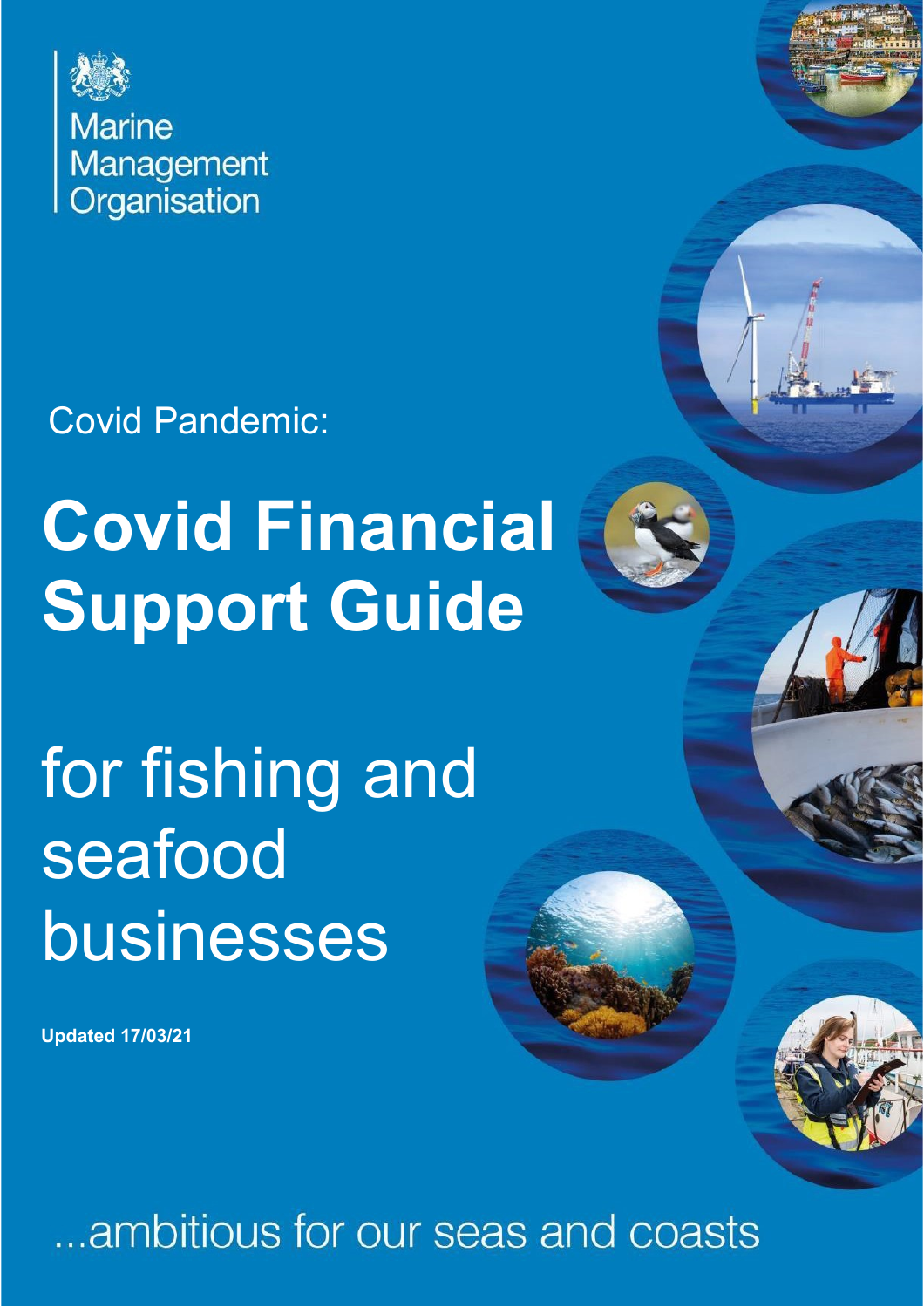Marine Management Organisation

Covid Pandemic:

# Covid Financial Support Guide

# for fishing and seafood businesses

**Updated 17/03/21**

...ambitious for our seas and coasts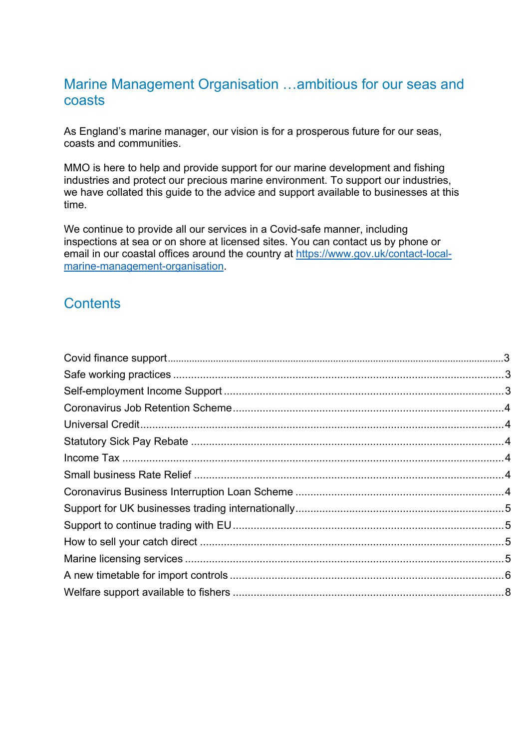## Marine Management Organisation …ambitious for our seas and coasts

As England's marine manager, our vision is for a prosperous future for our seas, coasts and communities.

MMO is here to help and provide support for our marine development and fishing industries and protect our precious marine environment. To support our industries, we have collated this guide to the advice and support available to businesses at this time.

We continue to provide all our services in a Covid-safe manner, including inspections at sea or on shore at licensed sites. You can contact us by phone or email in our coastal offices around the country at [https://www.gov.uk/contact-local-marine-management-organisation](https://www.gov.uk/contact-local-marine-management-organisation).

## Contents

- Covid finance support ..... 3
- Safe working practices ..... 3
- Self-employment Income Support ..... 3
- Coronavirus Job Retention Scheme ..... 4
- Universal Credit ..... 4
- Statutory Sick Pay Rebate ..... 4
- Income Tax ..... 4
- Small business Rate Relief ..... 4
- Coronavirus Business Interruption Loan Scheme ..... 4
- Support for UK businesses trading internationally ..... 5
- Support to continue trading with EU ..... 5
- How to sell your catch direct ..... 5
- Marine licensing services ..... 5
- A new timetable for import controls ..... 6
- Welfare support available to fishers ..... 8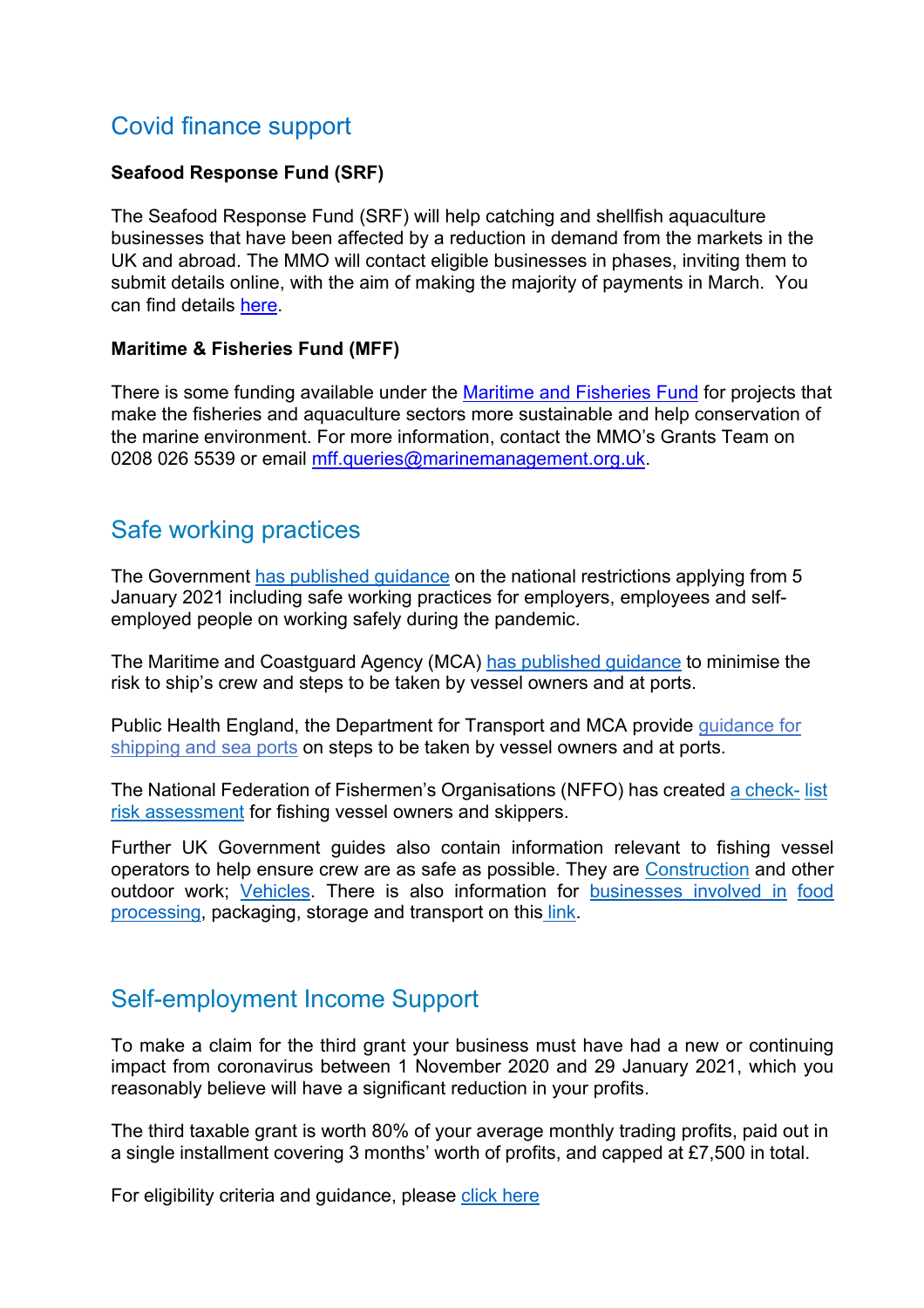## Covid finance support

**Seafood Response Fund (SRF)**

The Seafood Response Fund (SRF) will help catching and shellfish aquaculture businesses that have been affected by a reduction in demand from the markets in the UK and abroad. The MMO will contact eligible businesses in phases, inviting them to submit details online, with the aim of making the majority of payments in March. You can find details here.

**Maritime & Fisheries Fund (MFF)**

There is some funding available under the Maritime and Fisheries Fund for projects that make the fisheries and aquaculture sectors more sustainable and help conservation of the marine environment. For more information, contact the MMO's Grants Team on 0208 026 5539 or email mff.queries@marinemanagement.org.uk.

## Safe working practices

The Government has published guidance on the national restrictions applying from 5 January 2021 including safe working practices for employers, employees and self-employed people on working safely during the pandemic.

The Maritime and Coastguard Agency (MCA) has published guidance to minimise the risk to ship's crew and steps to be taken by vessel owners and at ports.

Public Health England, the Department for Transport and MCA provide guidance for shipping and sea ports on steps to be taken by vessel owners and at ports.

The National Federation of Fishermen's Organisations (NFFO) has created a check- list risk assessment for fishing vessel owners and skippers.

Further UK Government guides also contain information relevant to fishing vessel operators to help ensure crew are as safe as possible. They are Construction and other outdoor work; Vehicles. There is also information for businesses involved in food processing, packaging, storage and transport on this link.

## Self-employment Income Support

To make a claim for the third grant your business must have had a new or continuing impact from coronavirus between 1 November 2020 and 29 January 2021, which you reasonably believe will have a significant reduction in your profits.

The third taxable grant is worth 80% of your average monthly trading profits, paid out in a single installment covering 3 months' worth of profits, and capped at £7,500 in total.

For eligibility criteria and guidance, please click here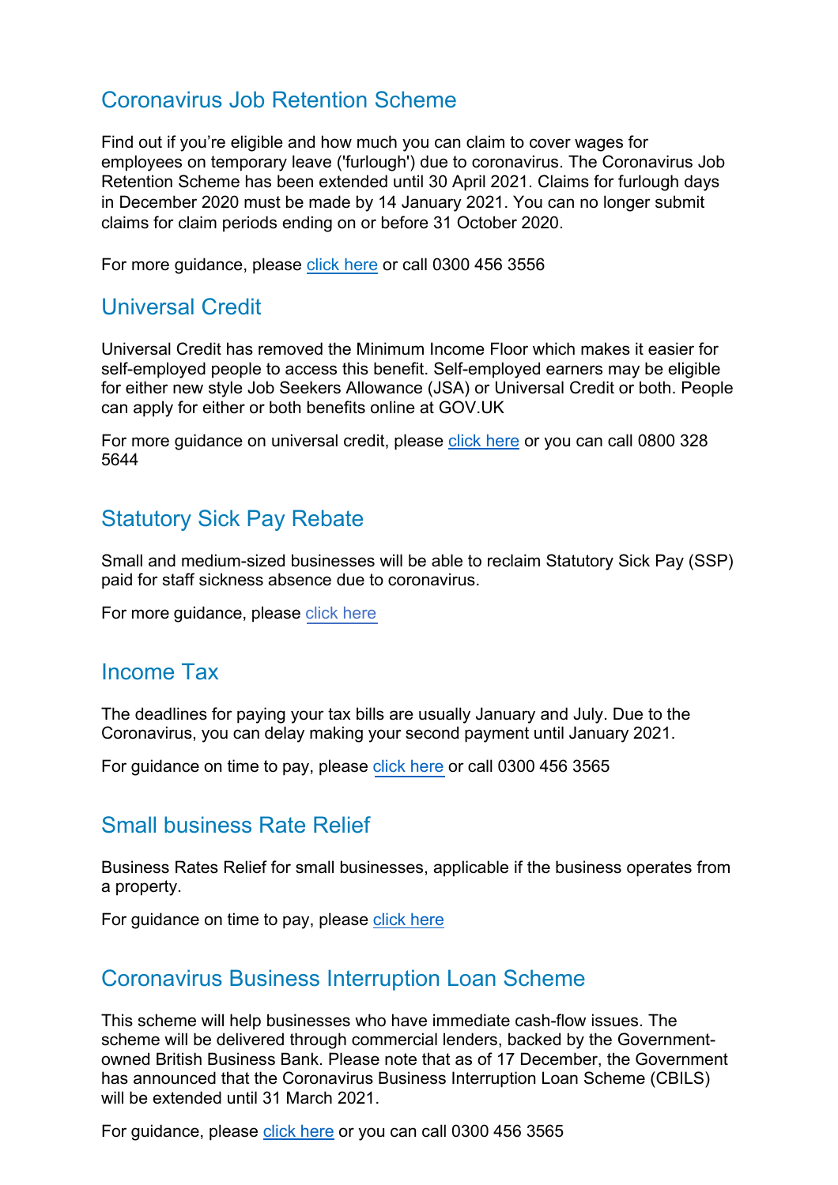## Coronavirus Job Retention Scheme

Find out if you're eligible and how much you can claim to cover wages for employees on temporary leave ('furlough') due to coronavirus. The Coronavirus Job Retention Scheme has been extended until 30 April 2021. Claims for furlough days in December 2020 must be made by 14 January 2021. You can no longer submit claims for claim periods ending on or before 31 October 2020.

For more guidance, please click here or call 0300 456 3556

## Universal Credit

Universal Credit has removed the Minimum Income Floor which makes it easier for self-employed people to access this benefit. Self-employed earners may be eligible for either new style Job Seekers Allowance (JSA) or Universal Credit or both. People can apply for either or both benefits online at GOV.UK

For more guidance on universal credit, please click here or you can call 0800 328 5644

## Statutory Sick Pay Rebate

Small and medium-sized businesses will be able to reclaim Statutory Sick Pay (SSP) paid for staff sickness absence due to coronavirus.

For more guidance, please click here

## Income Tax

The deadlines for paying your tax bills are usually January and July. Due to the Coronavirus, you can delay making your second payment until January 2021.

For guidance on time to pay, please click here or call 0300 456 3565

## Small business Rate Relief

Business Rates Relief for small businesses, applicable if the business operates from a property.

For guidance on time to pay, please click here

## Coronavirus Business Interruption Loan Scheme

This scheme will help businesses who have immediate cash-flow issues. The scheme will be delivered through commercial lenders, backed by the Government-owned British Business Bank. Please note that as of 17 December, the Government has announced that the Coronavirus Business Interruption Loan Scheme (CBILS) will be extended until 31 March 2021.

For guidance, please click here or you can call 0300 456 3565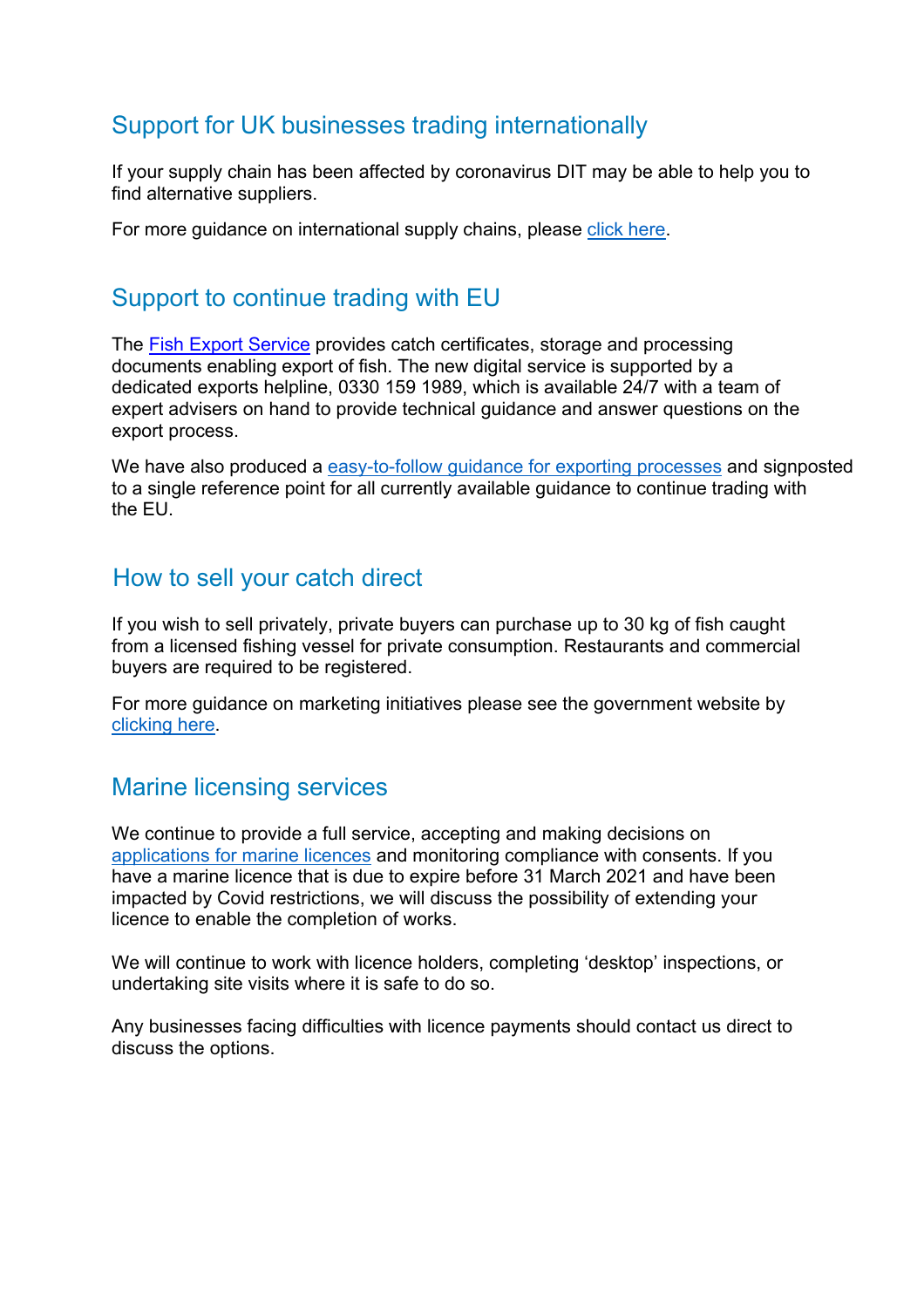## Support for UK businesses trading internationally

If your supply chain has been affected by coronavirus DIT may be able to help you to find alternative suppliers.

For more guidance on international supply chains, please click here.

## Support to continue trading with EU

The Fish Export Service provides catch certificates, storage and processing documents enabling export of fish. The new digital service is supported by a dedicated exports helpline, 0330 159 1989, which is available 24/7 with a team of expert advisers on hand to provide technical guidance and answer questions on the export process.

We have also produced a easy-to-follow guidance for exporting processes and signposted to a single reference point for all currently available guidance to continue trading with the EU.

## How to sell your catch direct

If you wish to sell privately, private buyers can purchase up to 30 kg of fish caught from a licensed fishing vessel for private consumption. Restaurants and commercial buyers are required to be registered.

For more guidance on marketing initiatives please see the government website by clicking here.

## Marine licensing services

We continue to provide a full service, accepting and making decisions on applications for marine licences and monitoring compliance with consents. If you have a marine licence that is due to expire before 31 March 2021 and have been impacted by Covid restrictions, we will discuss the possibility of extending your licence to enable the completion of works.

We will continue to work with licence holders, completing 'desktop' inspections, or undertaking site visits where it is safe to do so.

Any businesses facing difficulties with licence payments should contact us direct to discuss the options.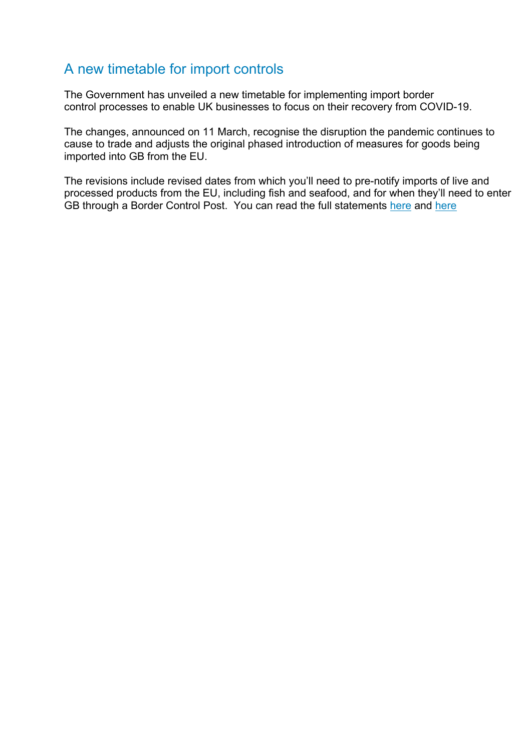## A new timetable for import controls

The Government has unveiled a new timetable for implementing import border control processes to enable UK businesses to focus on their recovery from COVID-19.

The changes, announced on 11 March, recognise the disruption the pandemic continues to cause to trade and adjusts the original phased introduction of measures for goods being imported into GB from the EU.

The revisions include revised dates from which you'll need to pre-notify imports of live and processed products from the EU, including fish and seafood, and for when they'll need to enter GB through a Border Control Post. You can read the full statements here and here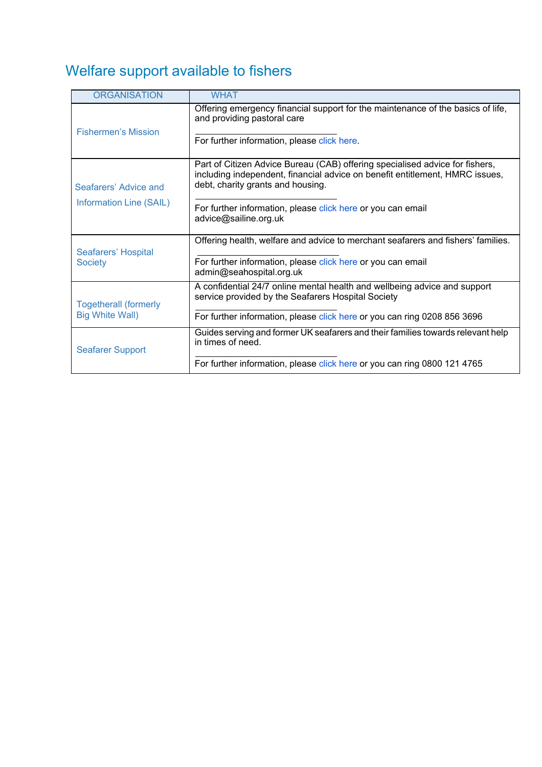# Welfare support available to fishers

| ORGANISATION | WHAT |
|---|---|
| Fishermen's Mission | Offering emergency financial support for the maintenance of the basics of life, and providing pastoral care<br><br>For further information, please click here. |
| Seafarers' Advice and Information Line (SAIL) | Part of Citizen Advice Bureau (CAB) offering specialised advice for fishers, including independent, financial advice on benefit entitlement, HMRC issues, debt, charity grants and housing.<br><br>For further information, please click here or you can email advice@sailine.org.uk |
| Seafarers' Hospital Society | Offering health, welfare and advice to merchant seafarers and fishers' families.<br><br>For further information, please click here or you can email admin@seahospital.org.uk |
| Togetherall (formerly Big White Wall) | A confidential 24/7 online mental health and wellbeing advice and support service provided by the Seafarers Hospital Society<br><br>For further information, please click here or you can ring 0208 856 3696 |
| Seafarer Support | Guides serving and former UK seafarers and their families towards relevant help in times of need.<br><br>For further information, please click here or you can ring 0800 121 4765 |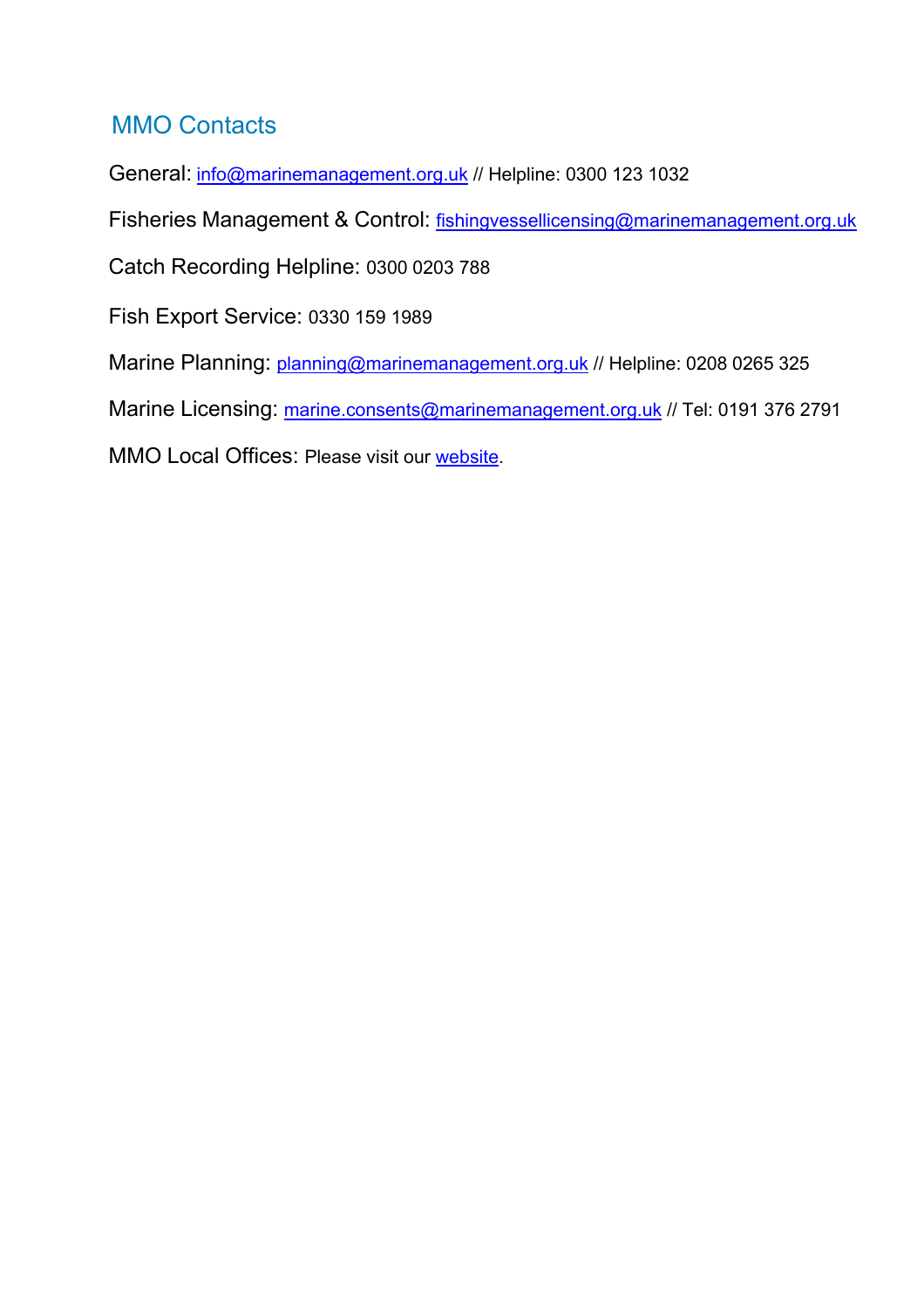## MMO Contacts

General: info@marinemanagement.org.uk // Helpline: 0300 123 1032

Fisheries Management & Control: fishingvessellicensing@marinemanagement.org.uk

Catch Recording Helpline: 0300 0203 788

Fish Export Service: 0330 159 1989

Marine Planning: planning@marinemanagement.org.uk // Helpline: 0208 0265 325

Marine Licensing: marine.consents@marinemanagement.org.uk // Tel: 0191 376 2791

MMO Local Offices: Please visit our website.